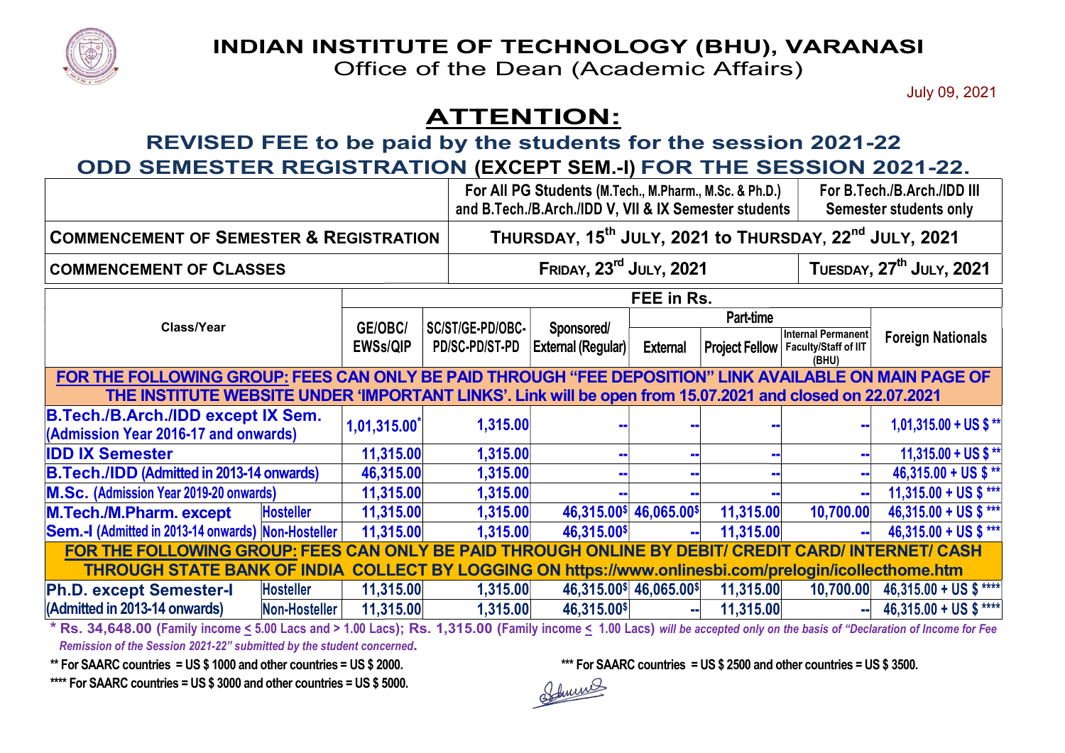# INDIAN INSTITUTE OF TECHNOLOGY (BHU), VARANASI

Office of the Dean (Academic Affairs)

July 09, 2021

## ATTENTION:

### REVISED FEE to be paid by the students for the session 2021-22

### ODD SEMESTER REGISTRATION (EXCEPT SEM.-I) FOR THE SESSION 2021-22.

| | For All PG Students (M.Tech., M.Pharm., M.Sc. & Ph.D.) and B.Tech./B.Arch./IDD V, VII & IX Semester students | For B.Tech./B.Arch./IDD III Semester students only |
|---|---|---|
| **COMMENCEMENT OF SEMESTER & REGISTRATION** | THURSDAY, 15th JULY, 2021 to THURSDAY, 22nd JULY, 2021 | |
| **COMMENCEMENT OF CLASSES** | FRIDAY, 23rd JULY, 2021 | TUESDAY, 27th JULY, 2021 |

| Class/Year | | FEE in Rs. | | | | | | |
|---|---|---|---|---|---|---|---|---|
| | | GE/OBC/ EWSs/QIP | SC/ST/GE-PD/OBC-PD/SC-PD/ST-PD | Sponsored/ External (Regular) | Part-time | | | Foreign Nationals |
| | | | | | External | Project Fellow | Internal Permanent Faculty/Staff of IIT (BHU) | |
| **FOR THE FOLLOWING GROUP: FEES CAN ONLY BE PAID THROUGH "FEE DEPOSITION" LINK AVAILABLE ON MAIN PAGE OF THE INSTITUTE WEBSITE UNDER 'IMPORTANT LINKS'. Link will be open from 15.07.2021 and closed on 22.07.2021** | | | | | | | | |
| **B.Tech./B.Arch./IDD except IX Sem.** (Admission Year 2016-17 and onwards) | | 1,01,315.00* | 1,315.00 | -- | -- | -- | -- | 1,01,315.00 + US $ ** |
| **IDD IX Semester** | | 11,315.00 | 1,315.00 | -- | -- | -- | -- | 11,315.00 + US $ ** |
| **B.Tech./IDD (Admitted in 2013-14 onwards)** | | 46,315.00 | 1,315.00 | -- | -- | -- | -- | 46,315.00 + US $ ** |
| **M.Sc.** (Admission Year 2019-20 onwards) | | 11,315.00 | 1,315.00 | -- | -- | -- | -- | 11,315.00 + US $ *** |
| **M.Tech./M.Pharm. except Sem.-I** (Admitted in 2013-14 onwards) | Hosteller | 11,315.00 | 1,315.00 | 46,315.00$ | 46,065.00$ | 11,315.00 | 10,700.00 | 46,315.00 + US $ *** |
| | Non-Hosteller | 11,315.00 | 1,315.00 | 46,315.00$ | -- | 11,315.00 | -- | 46,315.00 + US $ *** |
| **FOR THE FOLLOWING GROUP: FEES CAN ONLY BE PAID THROUGH ONLINE BY DEBIT/ CREDIT CARD/ INTERNET/ CASH THROUGH STATE BANK OF INDIA COLLECT BY LOGGING ON https://www.onlinesbi.com/prelogin/icollecthome.htm** | | | | | | | | |
| **Ph.D. except Semester-I** (Admitted in 2013-14 onwards) | Hosteller | 11,315.00 | 1,315.00 | 46,315.00$ | 46,065.00$ | 11,315.00 | 10,700.00 | 46,315.00 + US $ **** |
| | Non-Hosteller | 11,315.00 | 1,315.00 | 46,315.00$ | -- | 11,315.00 | -- | 46,315.00 + US $ **** |

\* Rs. 34,648.00 (Family income ≤ 5.00 Lacs and > 1.00 Lacs); Rs. 1,315.00 (Family income ≤ 1.00 Lacs) *will be accepted only on the basis of "Declaration of Income for Fee Remission of the Session 2021-22" submitted by the student concerned*.

** For SAARC countries = US $ 1000 and other countries = US $ 2000.

*** For SAARC countries = US $ 2500 and other countries = US $ 3500.

**** For SAARC countries = US $ 3000 and other countries = US $ 5000.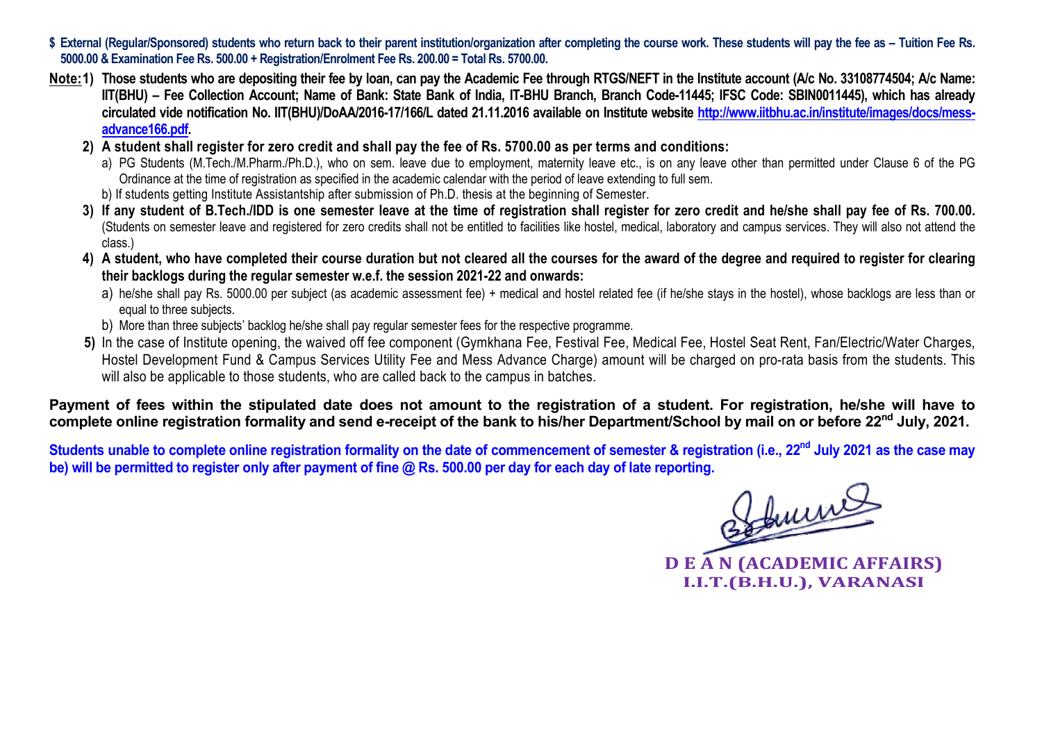**$ External (Regular/Sponsored) students who return back to their parent institution/organization after completing the course work. These students will pay the fee as – Tuition Fee Rs. 5000.00 & Examination Fee Rs. 500.00 + Registration/Enrolment Fee Rs. 200.00 = Total Rs. 5700.00.**

**Note: 1) Those students who are depositing their fee by loan, can pay the Academic Fee through RTGS/NEFT in the Institute account (A/c No. 33108774504; A/c Name: IIT(BHU) – Fee Collection Account; Name of Bank: State Bank of India, IT-BHU Branch, Branch Code-11445; IFSC Code: SBIN0011445), which has already circulated vide notification No. IIT(BHU)/DoAA/2016-17/166/L dated 21.11.2016 available on Institute website [http://www.iitbhu.ac.in/institute/images/docs/mess-advance166.pdf](http://www.iitbhu.ac.in/institute/images/docs/mess-advance166.pdf).**

**2) A student shall register for zero credit and shall pay the fee of Rs. 5700.00 as per terms and conditions:**

a) PG Students (M.Tech./M.Pharm./Ph.D.), who on sem. leave due to employment, maternity leave etc., is on any leave other than permitted under Clause 6 of the PG Ordinance at the time of registration as specified in the academic calendar with the period of leave extending to full sem.

b) If students getting Institute Assistantship after submission of Ph.D. thesis at the beginning of Semester.

**3) If any student of B.Tech./IDD is one semester leave at the time of registration shall register for zero credit and he/she shall pay fee of Rs. 700.00.** (Students on semester leave and registered for zero credits shall not be entitled to facilities like hostel, medical, laboratory and campus services. They will also not attend the class.)

**4) A student, who have completed their course duration but not cleared all the courses for the award of the degree and required to register for clearing their backlogs during the regular semester w.e.f. the session 2021-22 and onwards:**

a) he/she shall pay Rs. 5000.00 per subject (as academic assessment fee) + medical and hostel related fee (if he/she stays in the hostel), whose backlogs are less than or equal to three subjects.

b) More than three subjects' backlog he/she shall pay regular semester fees for the respective programme.

**5)** In the case of Institute opening, the waived off fee component (Gymkhana Fee, Festival Fee, Medical Fee, Hostel Seat Rent, Fan/Electric/Water Charges, Hostel Development Fund & Campus Services Utility Fee and Mess Advance Charge) amount will be charged on pro-rata basis from the students. This will also be applicable to those students, who are called back to the campus in batches.

**Payment of fees within the stipulated date does not amount to the registration of a student. For registration, he/she will have to complete online registration formality and send e-receipt of the bank to his/her Department/School by mail on or before 22nd July, 2021.**

**Students unable to complete online registration formality on the date of commencement of semester & registration (i.e., 22nd July 2021 as the case may be) will be permitted to register only after payment of fine @ Rs. 500.00 per day for each day of late reporting.**

**D E A N (ACADEMIC AFFAIRS)**
**I.I.T.(B.H.U.), VARANASI**